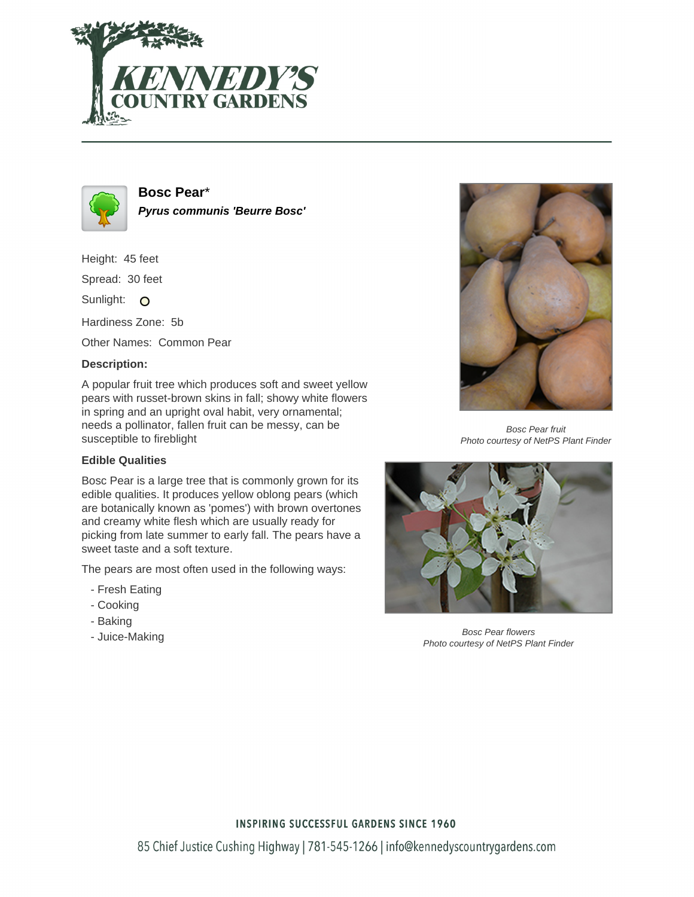# Bosc Pear*

***Pyrus communis 'Beurre Bosc'***

Height: 45 feet

Spread: 30 feet

Sunlight:

Hardiness Zone: 5b

Other Names: Common Pear

**Description:**

A popular fruit tree which produces soft and sweet yellow pears with russet-brown skins in fall; showy white flowers in spring and an upright oval habit, very ornamental; needs a pollinator, fallen fruit can be messy, can be susceptible to fireblight

**Edible Qualities**

Bosc Pear is a large tree that is commonly grown for its edible qualities. It produces yellow oblong pears (which are botanically known as 'pomes') with brown overtones and creamy white flesh which are usually ready for picking from late summer to early fall. The pears have a sweet taste and a soft texture.

The pears are most often used in the following ways:

- Fresh Eating
- Cooking
- Baking
- Juice-Making

*Bosc Pear fruit*
*Photo courtesy of NetPS Plant Finder*

*Bosc Pear flowers*
*Photo courtesy of NetPS Plant Finder*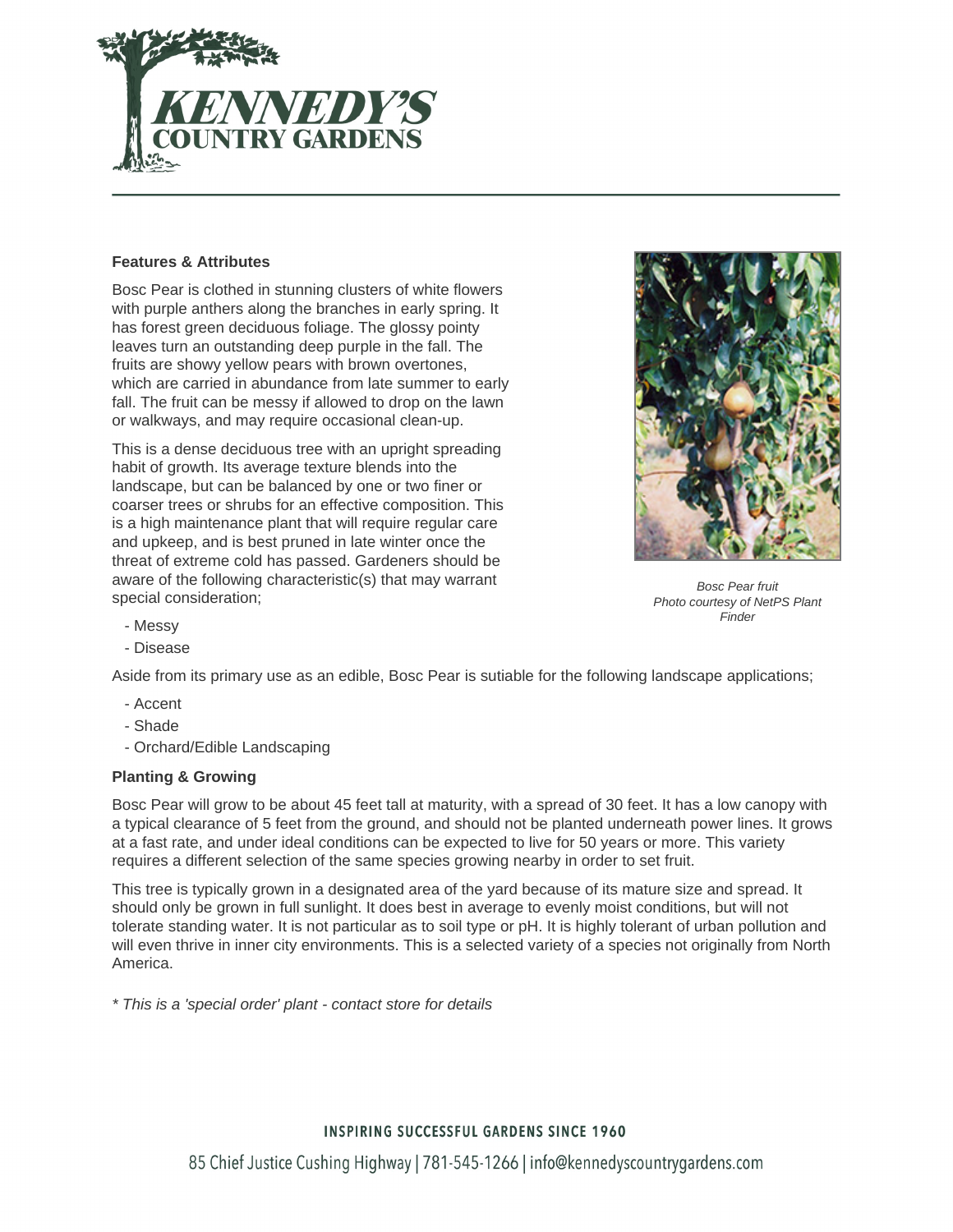**Features & Attributes**

Bosc Pear is clothed in stunning clusters of white flowers with purple anthers along the branches in early spring. It has forest green deciduous foliage. The glossy pointy leaves turn an outstanding deep purple in the fall. The fruits are showy yellow pears with brown overtones, which are carried in abundance from late summer to early fall. The fruit can be messy if allowed to drop on the lawn or walkways, and may require occasional clean-up.

This is a dense deciduous tree with an upright spreading habit of growth. Its average texture blends into the landscape, but can be balanced by one or two finer or coarser trees or shrubs for an effective composition. This is a high maintenance plant that will require regular care and upkeep, and is best pruned in late winter once the threat of extreme cold has passed. Gardeners should be aware of the following characteristic(s) that may warrant special consideration;

- Messy
- Disease

*Bosc Pear fruit*
*Photo courtesy of NetPS Plant Finder*

Aside from its primary use as an edible, Bosc Pear is sutiable for the following landscape applications;

- Accent
- Shade
- Orchard/Edible Landscaping

**Planting & Growing**

Bosc Pear will grow to be about 45 feet tall at maturity, with a spread of 30 feet. It has a low canopy with a typical clearance of 5 feet from the ground, and should not be planted underneath power lines. It grows at a fast rate, and under ideal conditions can be expected to live for 50 years or more. This variety requires a different selection of the same species growing nearby in order to set fruit.

This tree is typically grown in a designated area of the yard because of its mature size and spread. It should only be grown in full sunlight. It does best in average to evenly moist conditions, but will not tolerate standing water. It is not particular as to soil type or pH. It is highly tolerant of urban pollution and will even thrive in inner city environments. This is a selected variety of a species not originally from North America.

*\* This is a 'special order' plant - contact store for details*